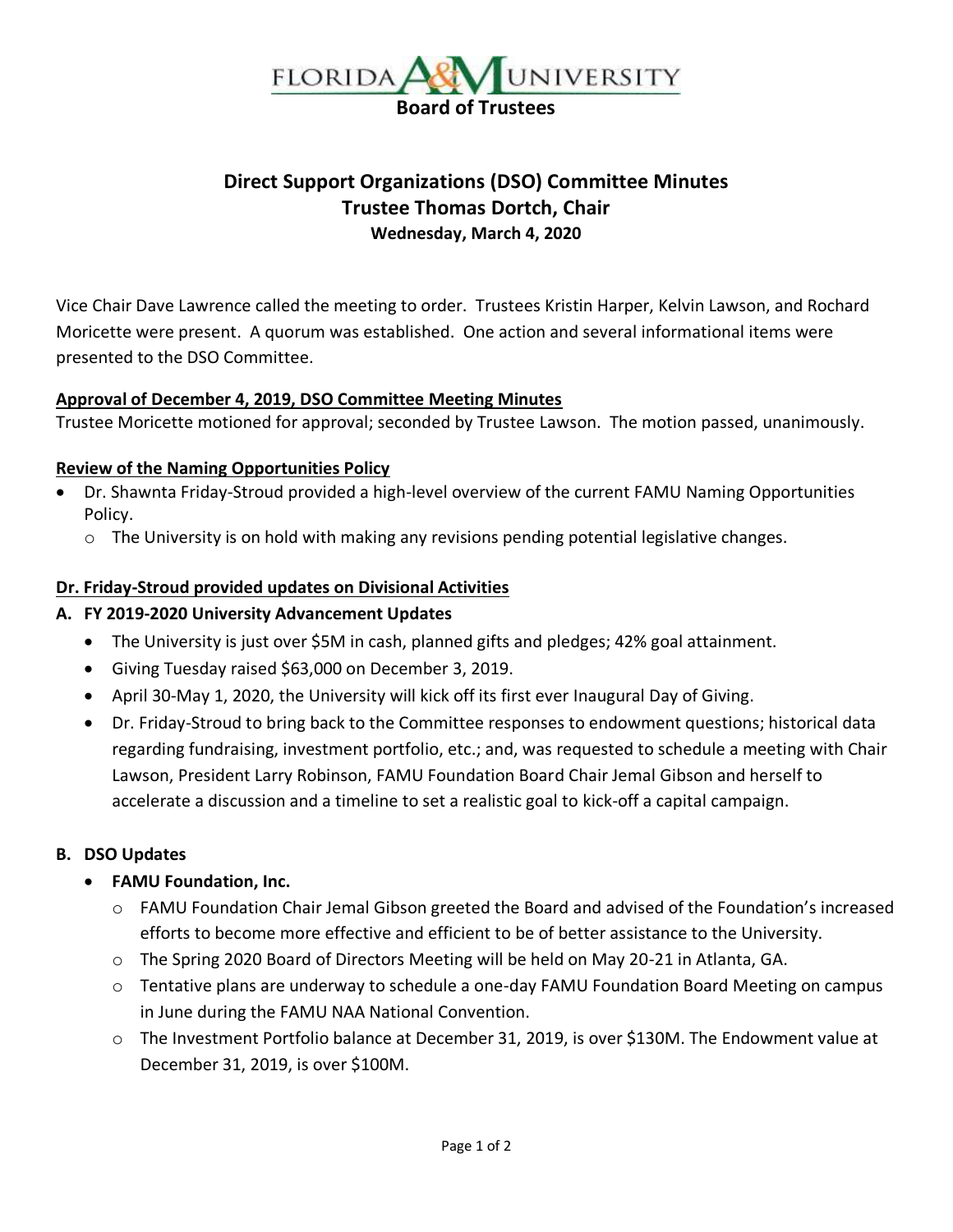FLORIDA A&M UNIVERSITY

**Board of Trustees**

# Direct Support Organizations (DSO) Committee Minutes

## Trustee Thomas Dortch, Chair

### Wednesday, March 4, 2020

Vice Chair Dave Lawrence called the meeting to order. Trustees Kristin Harper, Kelvin Lawson, and Rochard Moricette were present. A quorum was established. One action and several informational items were presented to the DSO Committee.

**Approval of December 4, 2019, DSO Committee Meeting Minutes**

Trustee Moricette motioned for approval; seconded by Trustee Lawson. The motion passed, unanimously.

**Review of the Naming Opportunities Policy**

- Dr. Shawnta Friday-Stroud provided a high-level overview of the current FAMU Naming Opportunities Policy.
  - The University is on hold with making any revisions pending potential legislative changes.

**Dr. Friday-Stroud provided updates on Divisional Activities**

**A. FY 2019-2020 University Advancement Updates**

- The University is just over $5M in cash, planned gifts and pledges; 42% goal attainment.
- Giving Tuesday raised $63,000 on December 3, 2019.
- April 30-May 1, 2020, the University will kick off its first ever Inaugural Day of Giving.
- Dr. Friday-Stroud to bring back to the Committee responses to endowment questions; historical data regarding fundraising, investment portfolio, etc.; and, was requested to schedule a meeting with Chair Lawson, President Larry Robinson, FAMU Foundation Board Chair Jemal Gibson and herself to accelerate a discussion and a timeline to set a realistic goal to kick-off a capital campaign.

**B. DSO Updates**

- **FAMU Foundation, Inc.**
  - FAMU Foundation Chair Jemal Gibson greeted the Board and advised of the Foundation's increased efforts to become more effective and efficient to be of better assistance to the University.
  - The Spring 2020 Board of Directors Meeting will be held on May 20-21 in Atlanta, GA.
  - Tentative plans are underway to schedule a one-day FAMU Foundation Board Meeting on campus in June during the FAMU NAA National Convention.
  - The Investment Portfolio balance at December 31, 2019, is over $130M. The Endowment value at December 31, 2019, is over $100M.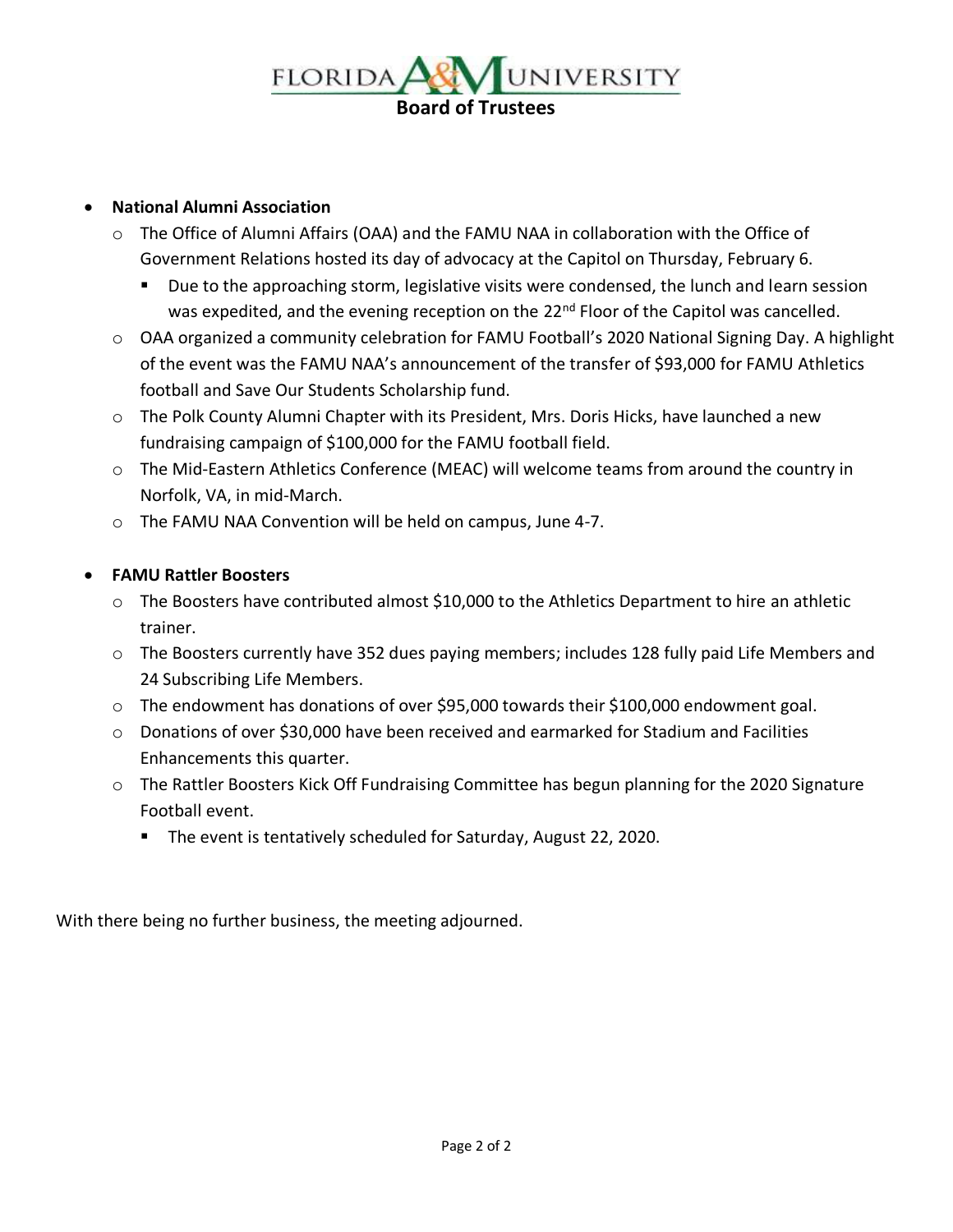- **National Alumni Association**
  - The Office of Alumni Affairs (OAA) and the FAMU NAA in collaboration with the Office of Government Relations hosted its day of advocacy at the Capitol on Thursday, February 6.
    - Due to the approaching storm, legislative visits were condensed, the lunch and learn session was expedited, and the evening reception on the 22nd Floor of the Capitol was cancelled.
  - OAA organized a community celebration for FAMU Football's 2020 National Signing Day. A highlight of the event was the FAMU NAA's announcement of the transfer of $93,000 for FAMU Athletics football and Save Our Students Scholarship fund.
  - The Polk County Alumni Chapter with its President, Mrs. Doris Hicks, have launched a new fundraising campaign of $100,000 for the FAMU football field.
  - The Mid-Eastern Athletics Conference (MEAC) will welcome teams from around the country in Norfolk, VA, in mid-March.
  - The FAMU NAA Convention will be held on campus, June 4-7.

- **FAMU Rattler Boosters**
  - The Boosters have contributed almost $10,000 to the Athletics Department to hire an athletic trainer.
  - The Boosters currently have 352 dues paying members; includes 128 fully paid Life Members and 24 Subscribing Life Members.
  - The endowment has donations of over $95,000 towards their $100,000 endowment goal.
  - Donations of over $30,000 have been received and earmarked for Stadium and Facilities Enhancements this quarter.
  - The Rattler Boosters Kick Off Fundraising Committee has begun planning for the 2020 Signature Football event.
    - The event is tentatively scheduled for Saturday, August 22, 2020.

With there being no further business, the meeting adjourned.